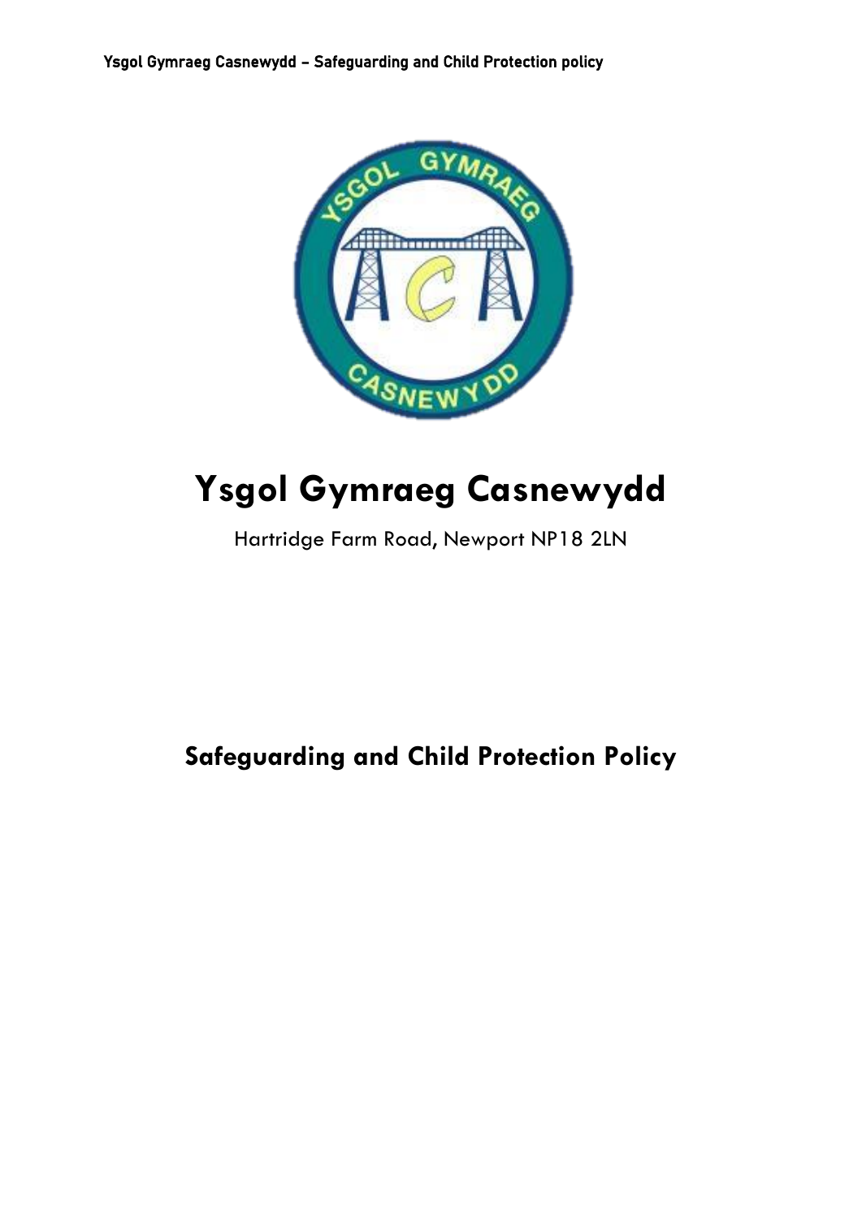# Ysgol Gymraeg Casnewydd

Hartridge Farm Road, Newport NP18 2LN

## Safeguarding and Child Protection Policy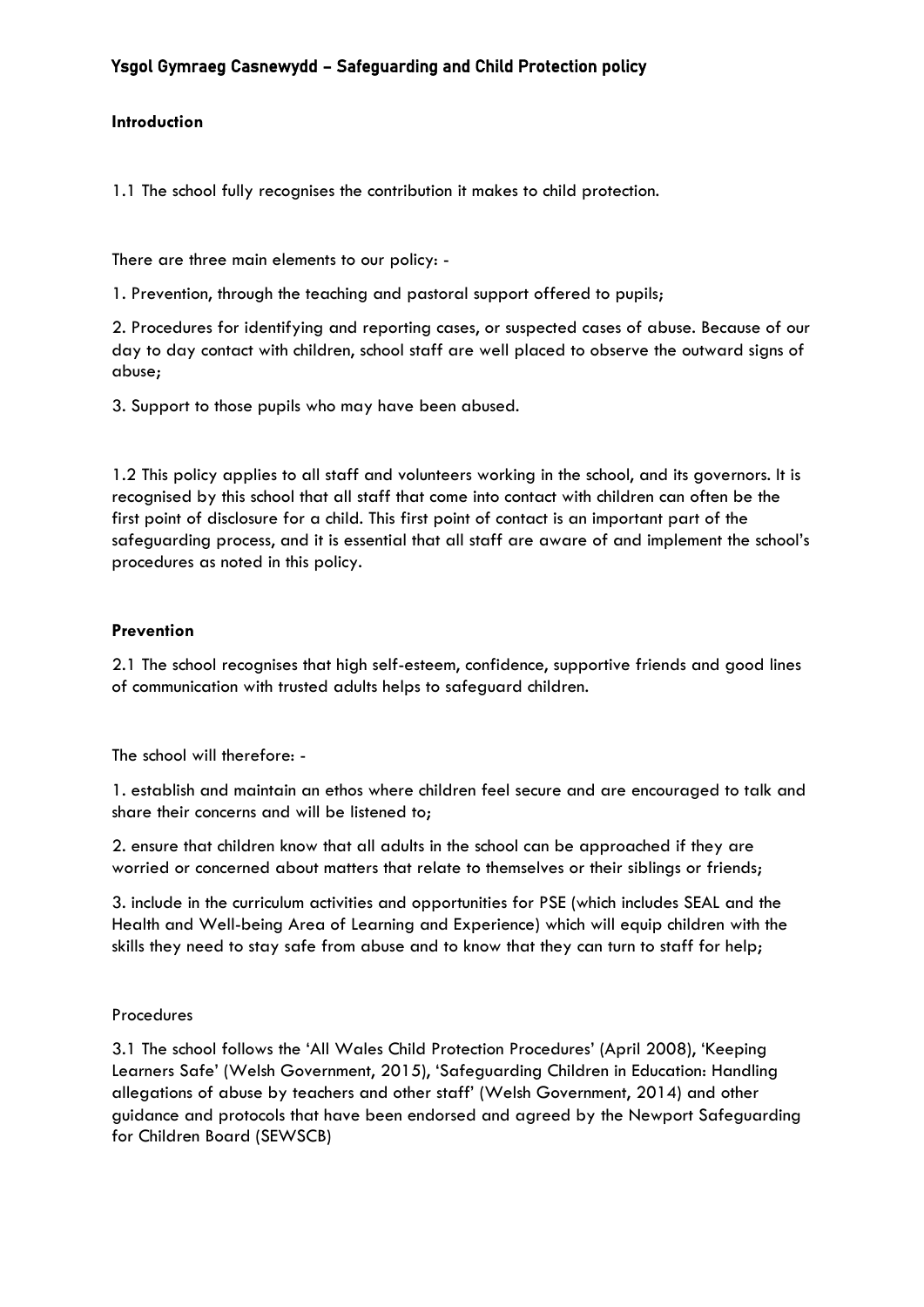# Ysgol Gymraeg Casnewydd – Safeguarding and Child Protection policy

**Introduction**

1.1 The school fully recognises the contribution it makes to child protection.

There are three main elements to our policy: -

1. Prevention, through the teaching and pastoral support offered to pupils;

2. Procedures for identifying and reporting cases, or suspected cases of abuse. Because of our day to day contact with children, school staff are well placed to observe the outward signs of abuse;

3. Support to those pupils who may have been abused.

1.2 This policy applies to all staff and volunteers working in the school, and its governors. It is recognised by this school that all staff that come into contact with children can often be the first point of disclosure for a child. This first point of contact is an important part of the safeguarding process, and it is essential that all staff are aware of and implement the school's procedures as noted in this policy.

**Prevention**

2.1 The school recognises that high self-esteem, confidence, supportive friends and good lines of communication with trusted adults helps to safeguard children.

The school will therefore: -

1. establish and maintain an ethos where children feel secure and are encouraged to talk and share their concerns and will be listened to;

2. ensure that children know that all adults in the school can be approached if they are worried or concerned about matters that relate to themselves or their siblings or friends;

3. include in the curriculum activities and opportunities for PSE (which includes SEAL and the Health and Well-being Area of Learning and Experience) which will equip children with the skills they need to stay safe from abuse and to know that they can turn to staff for help;

Procedures

3.1 The school follows the 'All Wales Child Protection Procedures' (April 2008), 'Keeping Learners Safe' (Welsh Government, 2015), 'Safeguarding Children in Education: Handling allegations of abuse by teachers and other staff' (Welsh Government, 2014) and other guidance and protocols that have been endorsed and agreed by the Newport Safeguarding for Children Board (SEWSCB)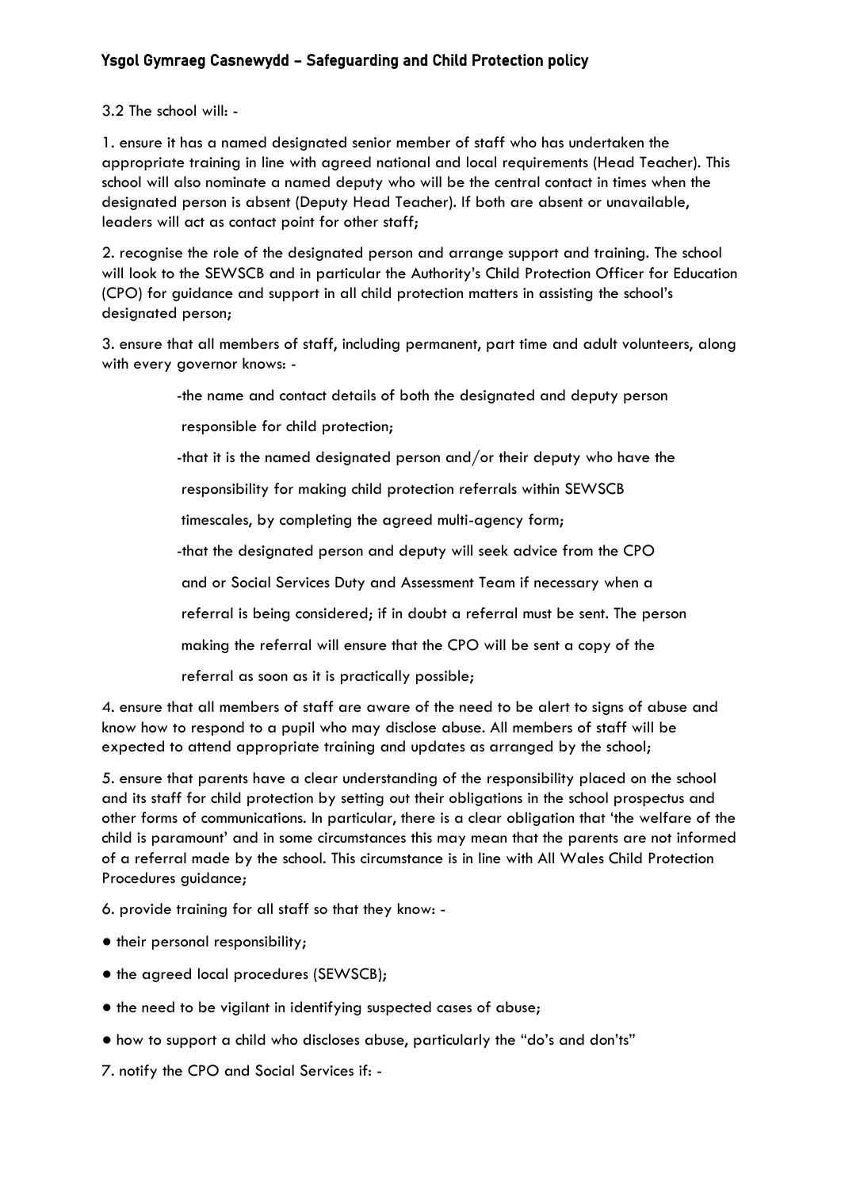3.2 The school will: -

1. ensure it has a named designated senior member of staff who has undertaken the appropriate training in line with agreed national and local requirements (Head Teacher). This school will also nominate a named deputy who will be the central contact in times when the designated person is absent (Deputy Head Teacher). If both are absent or unavailable, leaders will act as contact point for other staff;

2. recognise the role of the designated person and arrange support and training. The school will look to the SEWSCB and in particular the Authority's Child Protection Officer for Education (CPO) for guidance and support in all child protection matters in assisting the school's designated person;

3. ensure that all members of staff, including permanent, part time and adult volunteers, along with every governor knows: -

   -the name and contact details of both the designated and deputy person responsible for child protection;

   -that it is the named designated person and/or their deputy who have the responsibility for making child protection referrals within SEWSCB timescales, by completing the agreed multi-agency form;

   -that the designated person and deputy will seek advice from the CPO and or Social Services Duty and Assessment Team if necessary when a referral is being considered; if in doubt a referral must be sent. The person making the referral will ensure that the CPO will be sent a copy of the referral as soon as it is practically possible;

4. ensure that all members of staff are aware of the need to be alert to signs of abuse and know how to respond to a pupil who may disclose abuse. All members of staff will be expected to attend appropriate training and updates as arranged by the school;

5. ensure that parents have a clear understanding of the responsibility placed on the school and its staff for child protection by setting out their obligations in the school prospectus and other forms of communications. In particular, there is a clear obligation that 'the welfare of the child is paramount' and in some circumstances this may mean that the parents are not informed of a referral made by the school. This circumstance is in line with All Wales Child Protection Procedures guidance;

6. provide training for all staff so that they know: -

- their personal responsibility;
- the agreed local procedures (SEWSCB);
- the need to be vigilant in identifying suspected cases of abuse;
- how to support a child who discloses abuse, particularly the "do's and don'ts"

7. notify the CPO and Social Services if: -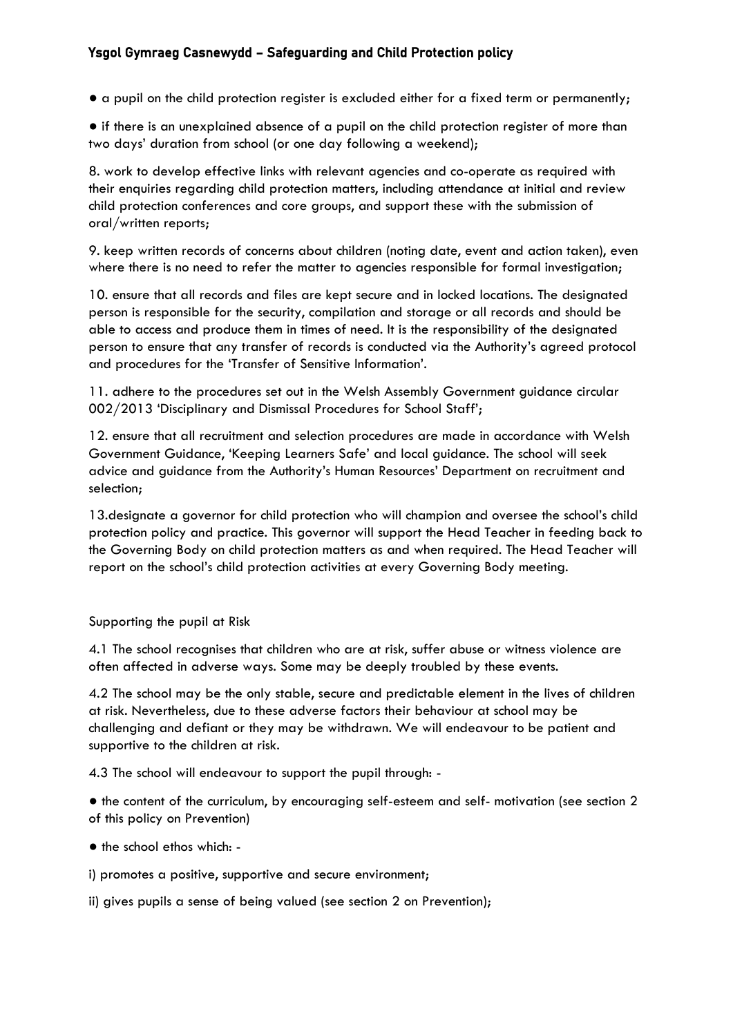- a pupil on the child protection register is excluded either for a fixed term or permanently;
- if there is an unexplained absence of a pupil on the child protection register of more than two days' duration from school (or one day following a weekend);

8. work to develop effective links with relevant agencies and co-operate as required with their enquiries regarding child protection matters, including attendance at initial and review child protection conferences and core groups, and support these with the submission of oral/written reports;

9. keep written records of concerns about children (noting date, event and action taken), even where there is no need to refer the matter to agencies responsible for formal investigation;

10. ensure that all records and files are kept secure and in locked locations. The designated person is responsible for the security, compilation and storage or all records and should be able to access and produce them in times of need. It is the responsibility of the designated person to ensure that any transfer of records is conducted via the Authority's agreed protocol and procedures for the 'Transfer of Sensitive Information'.

11. adhere to the procedures set out in the Welsh Assembly Government guidance circular 002/2013 'Disciplinary and Dismissal Procedures for School Staff';

12. ensure that all recruitment and selection procedures are made in accordance with Welsh Government Guidance, 'Keeping Learners Safe' and local guidance. The school will seek advice and guidance from the Authority's Human Resources' Department on recruitment and selection;

13.designate a governor for child protection who will champion and oversee the school's child protection policy and practice. This governor will support the Head Teacher in feeding back to the Governing Body on child protection matters as and when required. The Head Teacher will report on the school's child protection activities at every Governing Body meeting.

Supporting the pupil at Risk

4.1 The school recognises that children who are at risk, suffer abuse or witness violence are often affected in adverse ways. Some may be deeply troubled by these events.

4.2 The school may be the only stable, secure and predictable element in the lives of children at risk. Nevertheless, due to these adverse factors their behaviour at school may be challenging and defiant or they may be withdrawn. We will endeavour to be patient and supportive to the children at risk.

4.3 The school will endeavour to support the pupil through: -

- the content of the curriculum, by encouraging self-esteem and self- motivation (see section 2 of this policy on Prevention)
- the school ethos which: -

i) promotes a positive, supportive and secure environment;

ii) gives pupils a sense of being valued (see section 2 on Prevention);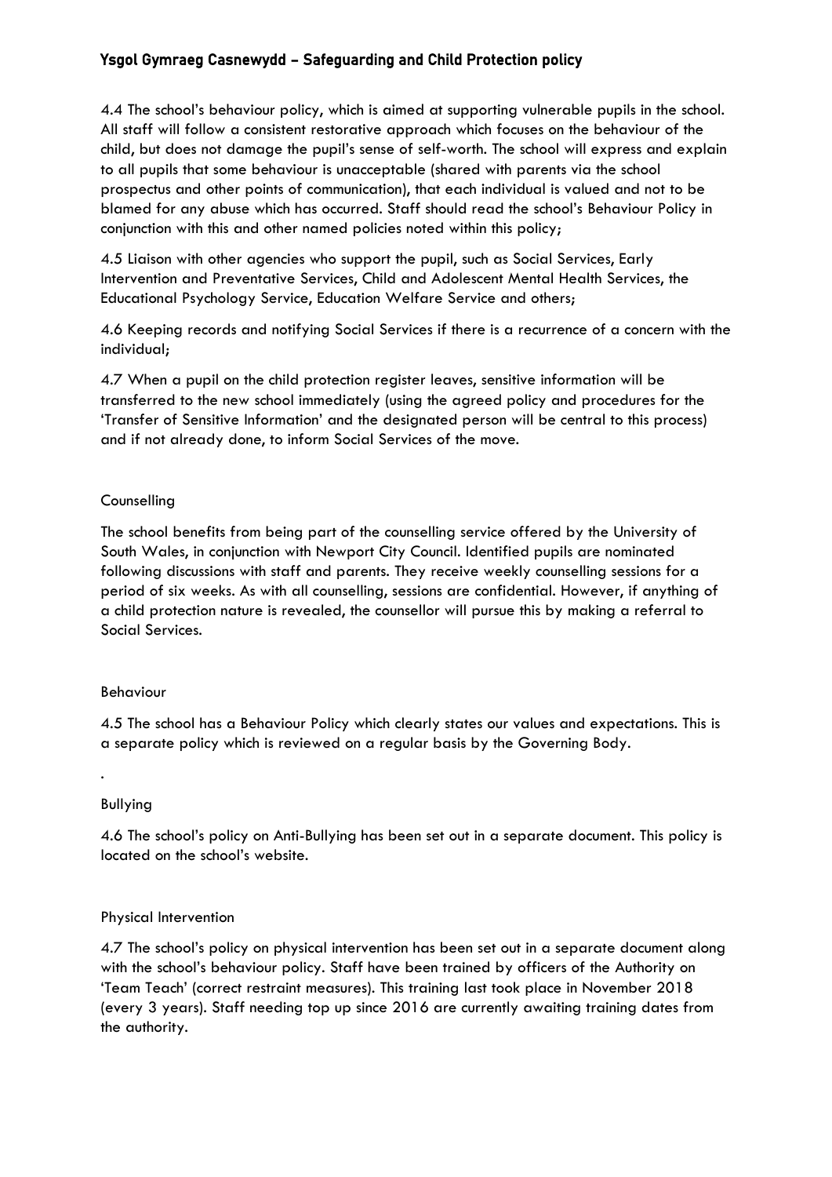4.4 The school's behaviour policy, which is aimed at supporting vulnerable pupils in the school. All staff will follow a consistent restorative approach which focuses on the behaviour of the child, but does not damage the pupil's sense of self-worth. The school will express and explain to all pupils that some behaviour is unacceptable (shared with parents via the school prospectus and other points of communication), that each individual is valued and not to be blamed for any abuse which has occurred. Staff should read the school's Behaviour Policy in conjunction with this and other named policies noted within this policy;

4.5 Liaison with other agencies who support the pupil, such as Social Services, Early Intervention and Preventative Services, Child and Adolescent Mental Health Services, the Educational Psychology Service, Education Welfare Service and others;

4.6 Keeping records and notifying Social Services if there is a recurrence of a concern with the individual;

4.7 When a pupil on the child protection register leaves, sensitive information will be transferred to the new school immediately (using the agreed policy and procedures for the 'Transfer of Sensitive Information' and the designated person will be central to this process) and if not already done, to inform Social Services of the move.

Counselling

The school benefits from being part of the counselling service offered by the University of South Wales, in conjunction with Newport City Council. Identified pupils are nominated following discussions with staff and parents. They receive weekly counselling sessions for a period of six weeks. As with all counselling, sessions are confidential. However, if anything of a child protection nature is revealed, the counsellor will pursue this by making a referral to Social Services.

Behaviour

4.5 The school has a Behaviour Policy which clearly states our values and expectations. This is a separate policy which is reviewed on a regular basis by the Governing Body.

.

Bullying

4.6 The school's policy on Anti-Bullying has been set out in a separate document. This policy is located on the school's website.

Physical Intervention

4.7 The school's policy on physical intervention has been set out in a separate document along with the school's behaviour policy. Staff have been trained by officers of the Authority on 'Team Teach' (correct restraint measures). This training last took place in November 2018 (every 3 years). Staff needing top up since 2016 are currently awaiting training dates from the authority.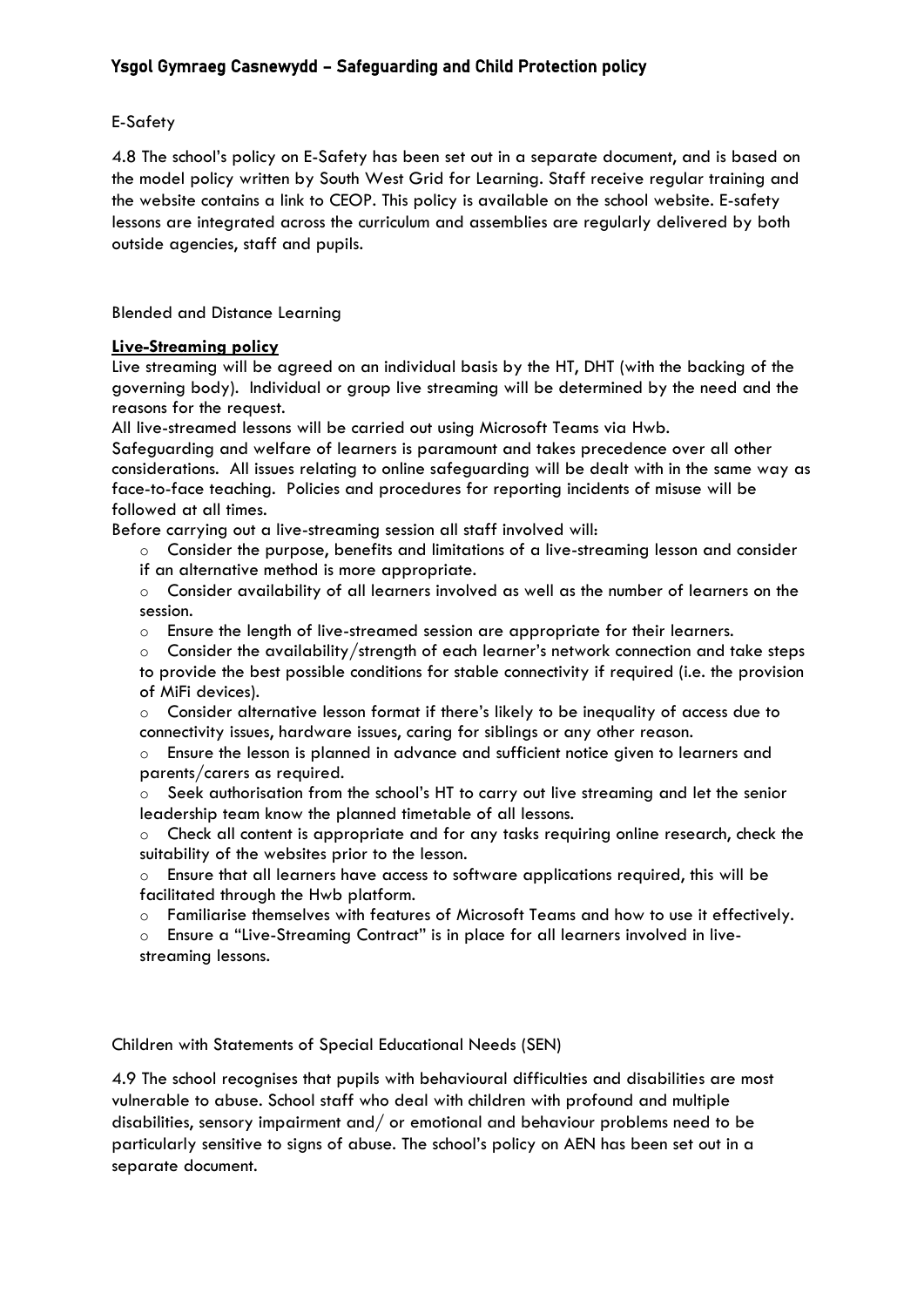E-Safety

4.8 The school's policy on E-Safety has been set out in a separate document, and is based on the model policy written by South West Grid for Learning. Staff receive regular training and the website contains a link to CEOP. This policy is available on the school website. E-safety lessons are integrated across the curriculum and assemblies are regularly delivered by both outside agencies, staff and pupils.

Blended and Distance Learning

**Live-Streaming policy**

Live streaming will be agreed on an individual basis by the HT, DHT (with the backing of the governing body). Individual or group live streaming will be determined by the need and the reasons for the request.

All live-streamed lessons will be carried out using Microsoft Teams via Hwb.

Safeguarding and welfare of learners is paramount and takes precedence over all other considerations. All issues relating to online safeguarding will be dealt with in the same way as face-to-face teaching. Policies and procedures for reporting incidents of misuse will be followed at all times.

Before carrying out a live-streaming session all staff involved will:

- Consider the purpose, benefits and limitations of a live-streaming lesson and consider if an alternative method is more appropriate.
- Consider availability of all learners involved as well as the number of learners on the session.
- Ensure the length of live-streamed session are appropriate for their learners.
- Consider the availability/strength of each learner's network connection and take steps to provide the best possible conditions for stable connectivity if required (i.e. the provision of MiFi devices).
- Consider alternative lesson format if there's likely to be inequality of access due to connectivity issues, hardware issues, caring for siblings or any other reason.
- Ensure the lesson is planned in advance and sufficient notice given to learners and parents/carers as required.
- Seek authorisation from the school's HT to carry out live streaming and let the senior leadership team know the planned timetable of all lessons.
- Check all content is appropriate and for any tasks requiring online research, check the suitability of the websites prior to the lesson.
- Ensure that all learners have access to software applications required, this will be facilitated through the Hwb platform.
- Familiarise themselves with features of Microsoft Teams and how to use it effectively.
- Ensure a "Live-Streaming Contract" is in place for all learners involved in live-streaming lessons.

Children with Statements of Special Educational Needs (SEN)

4.9 The school recognises that pupils with behavioural difficulties and disabilities are most vulnerable to abuse. School staff who deal with children with profound and multiple disabilities, sensory impairment and/ or emotional and behaviour problems need to be particularly sensitive to signs of abuse. The school's policy on AEN has been set out in a separate document.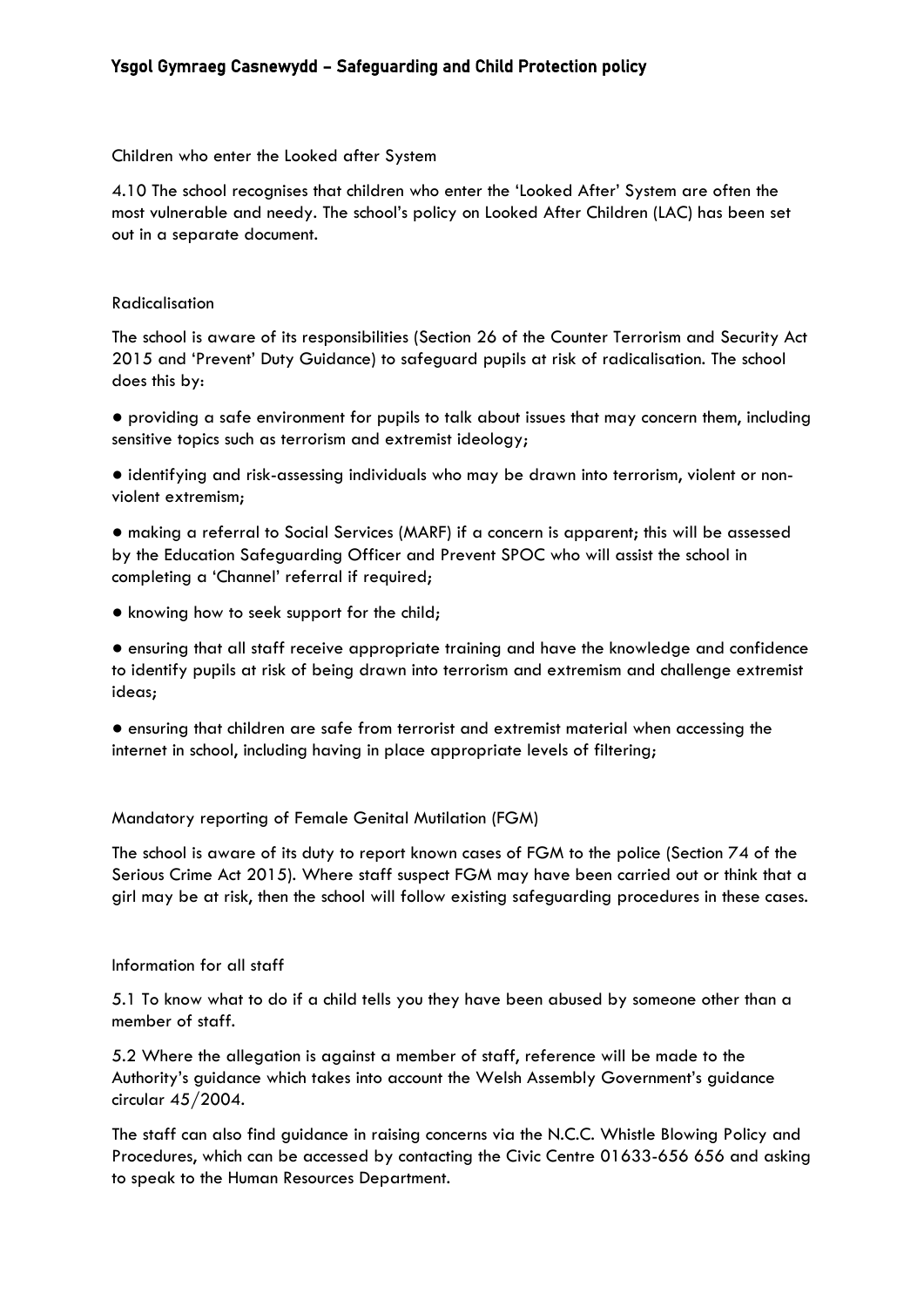Children who enter the Looked after System

4.10 The school recognises that children who enter the 'Looked After' System are often the most vulnerable and needy. The school's policy on Looked After Children (LAC) has been set out in a separate document.

Radicalisation

The school is aware of its responsibilities (Section 26 of the Counter Terrorism and Security Act 2015 and 'Prevent' Duty Guidance) to safeguard pupils at risk of radicalisation. The school does this by:

- providing a safe environment for pupils to talk about issues that may concern them, including sensitive topics such as terrorism and extremist ideology;
- identifying and risk-assessing individuals who may be drawn into terrorism, violent or non-violent extremism;
- making a referral to Social Services (MARF) if a concern is apparent; this will be assessed by the Education Safeguarding Officer and Prevent SPOC who will assist the school in completing a 'Channel' referral if required;
- knowing how to seek support for the child;
- ensuring that all staff receive appropriate training and have the knowledge and confidence to identify pupils at risk of being drawn into terrorism and extremism and challenge extremist ideas;
- ensuring that children are safe from terrorist and extremist material when accessing the internet in school, including having in place appropriate levels of filtering;

Mandatory reporting of Female Genital Mutilation (FGM)

The school is aware of its duty to report known cases of FGM to the police (Section 74 of the Serious Crime Act 2015). Where staff suspect FGM may have been carried out or think that a girl may be at risk, then the school will follow existing safeguarding procedures in these cases.

Information for all staff

5.1 To know what to do if a child tells you they have been abused by someone other than a member of staff.

5.2 Where the allegation is against a member of staff, reference will be made to the Authority's guidance which takes into account the Welsh Assembly Government's guidance circular 45/2004.

The staff can also find guidance in raising concerns via the N.C.C. Whistle Blowing Policy and Procedures, which can be accessed by contacting the Civic Centre 01633-656 656 and asking to speak to the Human Resources Department.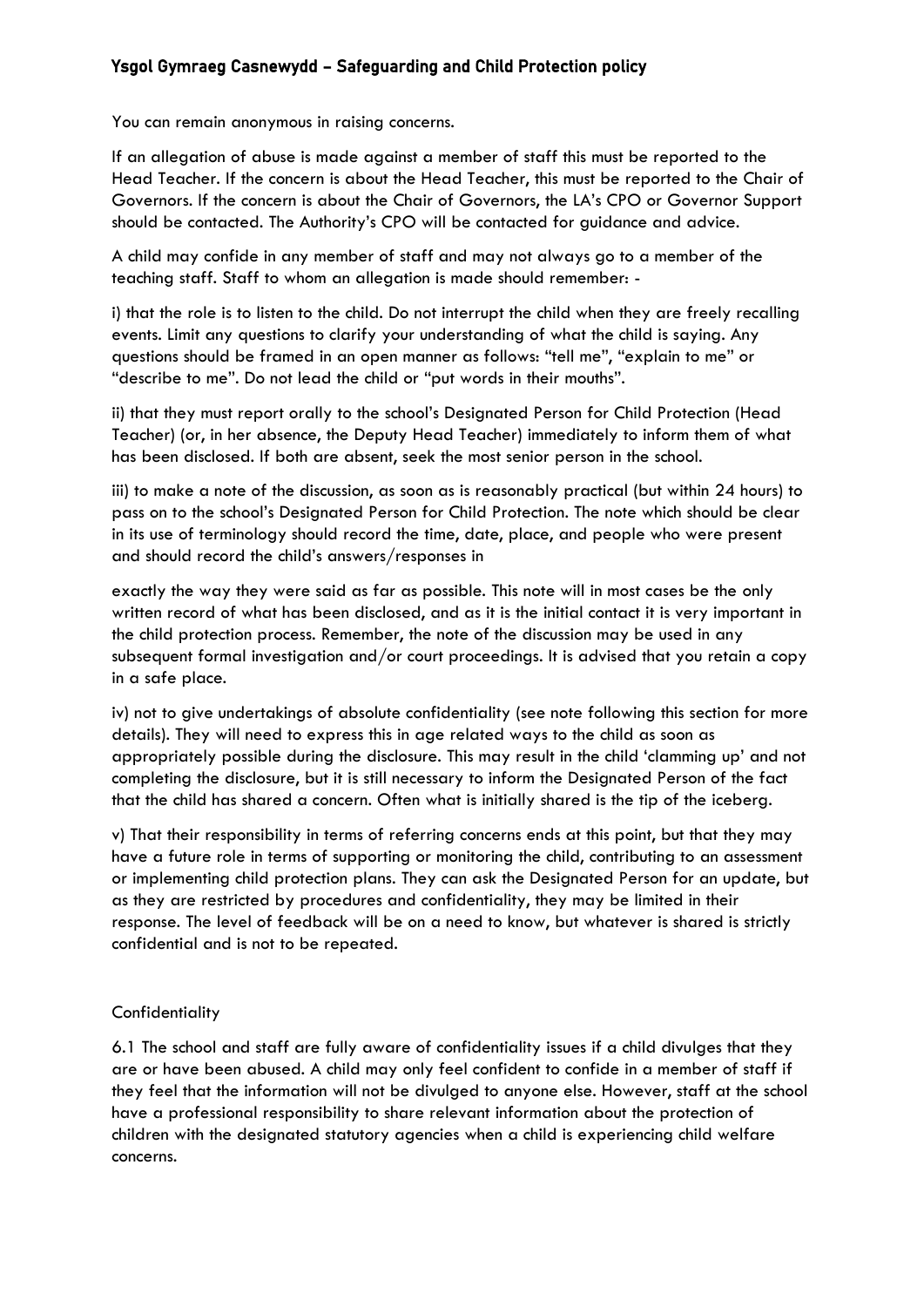You can remain anonymous in raising concerns.

If an allegation of abuse is made against a member of staff this must be reported to the Head Teacher. If the concern is about the Head Teacher, this must be reported to the Chair of Governors. If the concern is about the Chair of Governors, the LA's CPO or Governor Support should be contacted. The Authority's CPO will be contacted for guidance and advice.

A child may confide in any member of staff and may not always go to a member of the teaching staff. Staff to whom an allegation is made should remember: -

i) that the role is to listen to the child. Do not interrupt the child when they are freely recalling events. Limit any questions to clarify your understanding of what the child is saying. Any questions should be framed in an open manner as follows: "tell me", "explain to me" or "describe to me". Do not lead the child or "put words in their mouths".

ii) that they must report orally to the school's Designated Person for Child Protection (Head Teacher) (or, in her absence, the Deputy Head Teacher) immediately to inform them of what has been disclosed. If both are absent, seek the most senior person in the school.

iii) to make a note of the discussion, as soon as is reasonably practical (but within 24 hours) to pass on to the school's Designated Person for Child Protection. The note which should be clear in its use of terminology should record the time, date, place, and people who were present and should record the child's answers/responses in exactly the way they were said as far as possible. This note will in most cases be the only written record of what has been disclosed, and as it is the initial contact it is very important in the child protection process. Remember, the note of the discussion may be used in any subsequent formal investigation and/or court proceedings. It is advised that you retain a copy in a safe place.

iv) not to give undertakings of absolute confidentiality (see note following this section for more details). They will need to express this in age related ways to the child as soon as appropriately possible during the disclosure. This may result in the child 'clamming up' and not completing the disclosure, but it is still necessary to inform the Designated Person of the fact that the child has shared a concern. Often what is initially shared is the tip of the iceberg.

v) That their responsibility in terms of referring concerns ends at this point, but that they may have a future role in terms of supporting or monitoring the child, contributing to an assessment or implementing child protection plans. They can ask the Designated Person for an update, but as they are restricted by procedures and confidentiality, they may be limited in their response. The level of feedback will be on a need to know, but whatever is shared is strictly confidential and is not to be repeated.

## Confidentiality

6.1 The school and staff are fully aware of confidentiality issues if a child divulges that they are or have been abused. A child may only feel confident to confide in a member of staff if they feel that the information will not be divulged to anyone else. However, staff at the school have a professional responsibility to share relevant information about the protection of children with the designated statutory agencies when a child is experiencing child welfare concerns.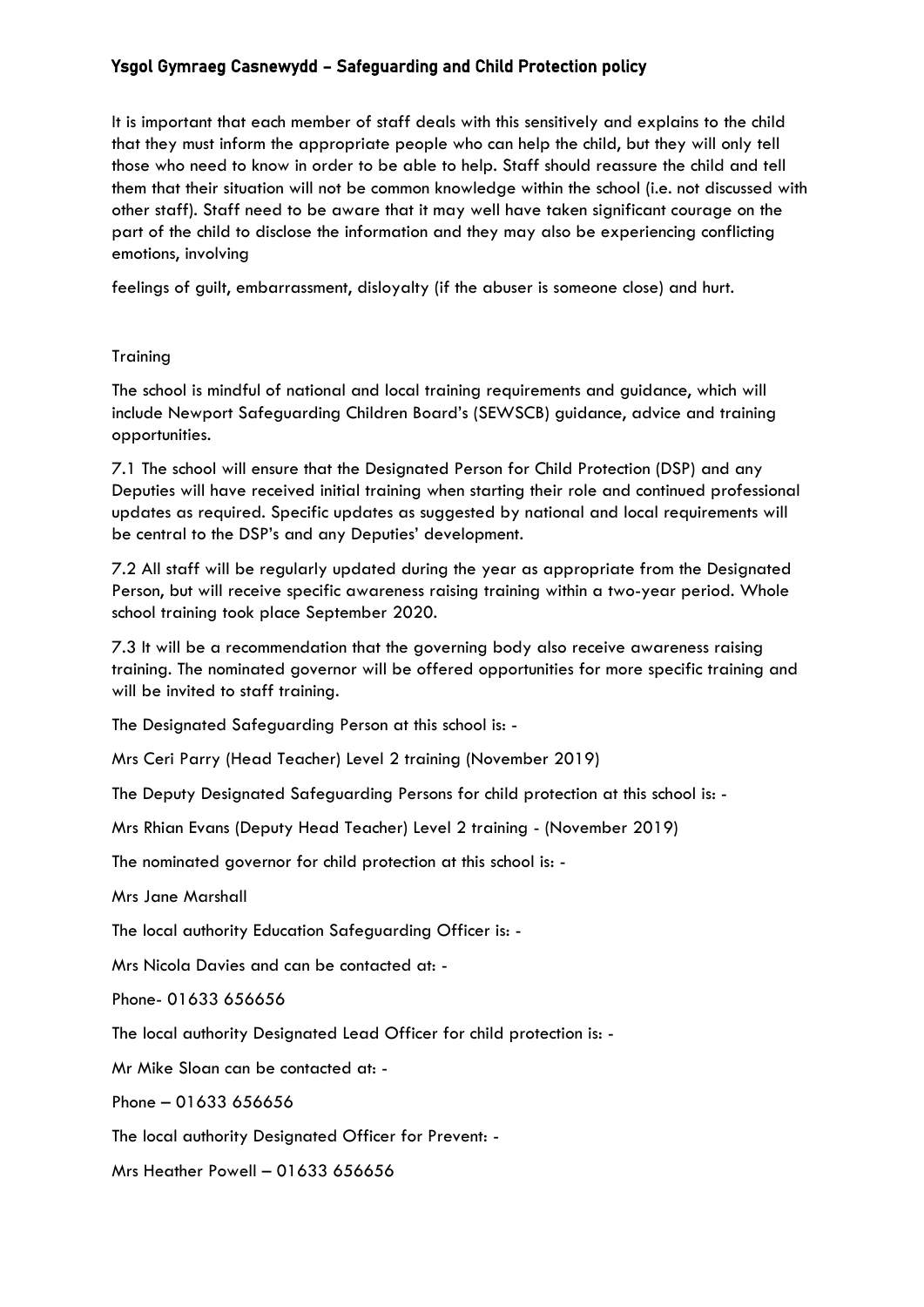It is important that each member of staff deals with this sensitively and explains to the child that they must inform the appropriate people who can help the child, but they will only tell those who need to know in order to be able to help. Staff should reassure the child and tell them that their situation will not be common knowledge within the school (i.e. not discussed with other staff). Staff need to be aware that it may well have taken significant courage on the part of the child to disclose the information and they may also be experiencing conflicting emotions, involving

feelings of guilt, embarrassment, disloyalty (if the abuser is someone close) and hurt.

Training

The school is mindful of national and local training requirements and guidance, which will include Newport Safeguarding Children Board's (SEWSCB) guidance, advice and training opportunities.

7.1 The school will ensure that the Designated Person for Child Protection (DSP) and any Deputies will have received initial training when starting their role and continued professional updates as required. Specific updates as suggested by national and local requirements will be central to the DSP's and any Deputies' development.

7.2 All staff will be regularly updated during the year as appropriate from the Designated Person, but will receive specific awareness raising training within a two-year period. Whole school training took place September 2020.

7.3 It will be a recommendation that the governing body also receive awareness raising training. The nominated governor will be offered opportunities for more specific training and will be invited to staff training.

The Designated Safeguarding Person at this school is: -

Mrs Ceri Parry (Head Teacher) Level 2 training (November 2019)

The Deputy Designated Safeguarding Persons for child protection at this school is: -

Mrs Rhian Evans (Deputy Head Teacher) Level 2 training - (November 2019)

The nominated governor for child protection at this school is: -

Mrs Jane Marshall

The local authority Education Safeguarding Officer is: -

Mrs Nicola Davies and can be contacted at: -

Phone- 01633 656656

The local authority Designated Lead Officer for child protection is: -

Mr Mike Sloan can be contacted at: -

Phone – 01633 656656

The local authority Designated Officer for Prevent: -

Mrs Heather Powell – 01633 656656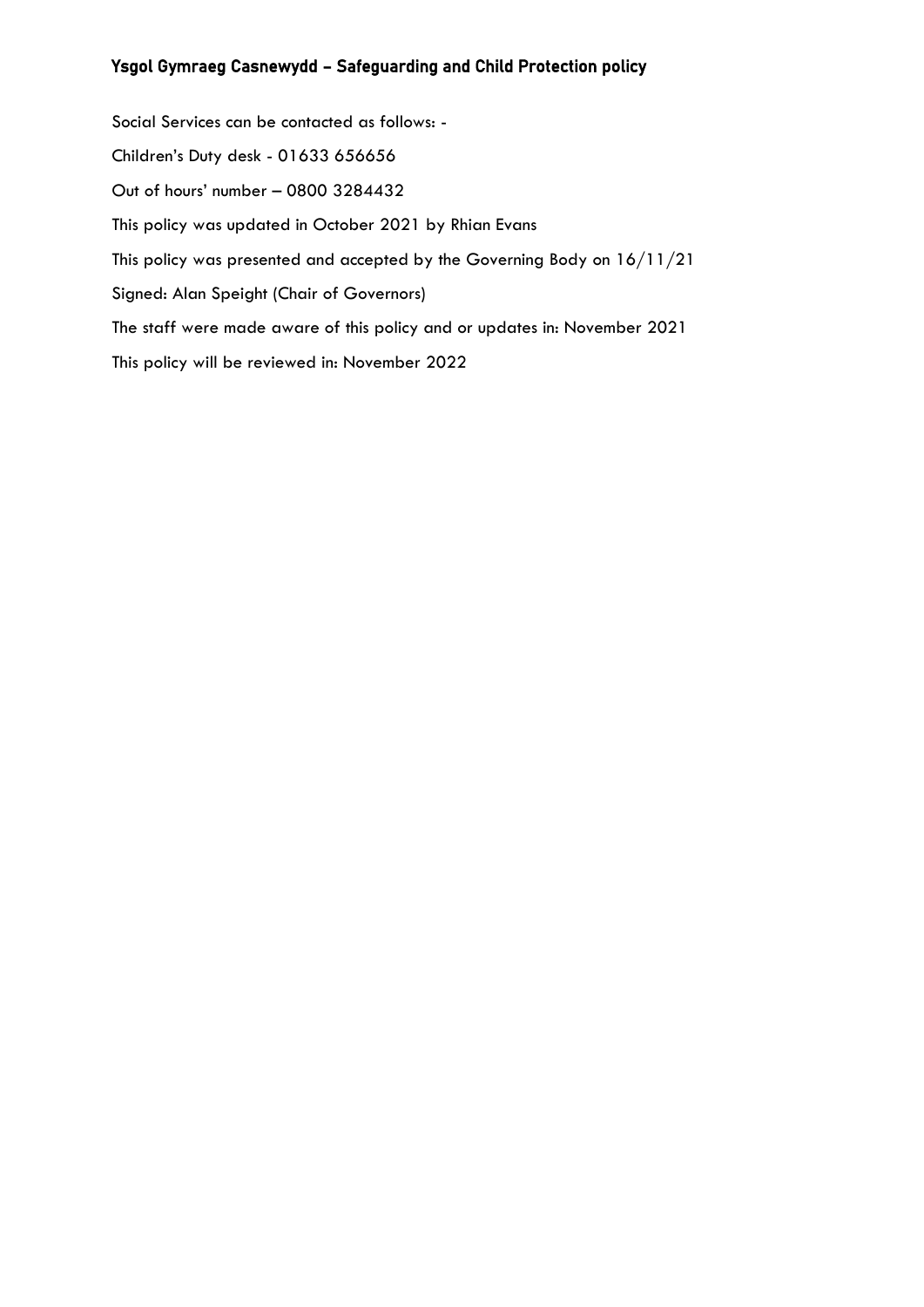Social Services can be contacted as follows: -

Children's Duty desk - 01633 656656

Out of hours' number – 0800 3284432

This policy was updated in October 2021 by Rhian Evans

This policy was presented and accepted by the Governing Body on 16/11/21

Signed: Alan Speight (Chair of Governors)

The staff were made aware of this policy and or updates in: November 2021

This policy will be reviewed in: November 2022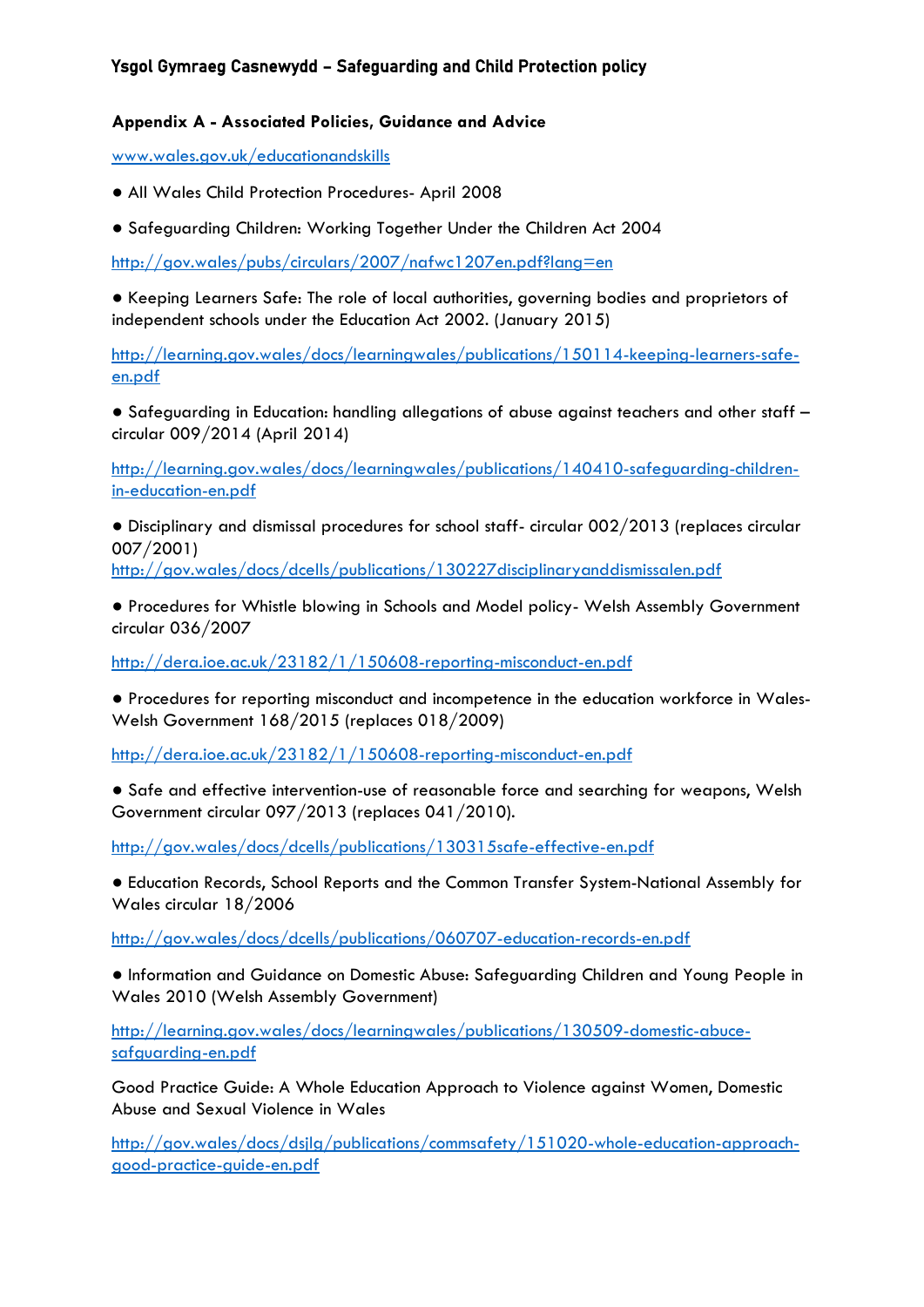## Appendix A - Associated Policies, Guidance and Advice

www.wales.gov.uk/educationandskills

- All Wales Child Protection Procedures- April 2008
- Safeguarding Children: Working Together Under the Children Act 2004

http://gov.wales/pubs/circulars/2007/nafwc1207en.pdf?lang=en

- Keeping Learners Safe: The role of local authorities, governing bodies and proprietors of independent schools under the Education Act 2002. (January 2015)

http://learning.gov.wales/docs/learningwales/publications/150114-keeping-learners-safe-en.pdf

- Safeguarding in Education: handling allegations of abuse against teachers and other staff – circular 009/2014 (April 2014)

http://learning.gov.wales/docs/learningwales/publications/140410-safeguarding-children-in-education-en.pdf

- Disciplinary and dismissal procedures for school staff- circular 002/2013 (replaces circular 007/2001)
http://gov.wales/docs/dcells/publications/130227disciplinaryanddismissalen.pdf

- Procedures for Whistle blowing in Schools and Model policy- Welsh Assembly Government circular 036/2007

http://dera.ioe.ac.uk/23182/1/150608-reporting-misconduct-en.pdf

- Procedures for reporting misconduct and incompetence in the education workforce in Wales- Welsh Government 168/2015 (replaces 018/2009)

http://dera.ioe.ac.uk/23182/1/150608-reporting-misconduct-en.pdf

- Safe and effective intervention-use of reasonable force and searching for weapons, Welsh Government circular 097/2013 (replaces 041/2010).

http://gov.wales/docs/dcells/publications/130315safe-effective-en.pdf

- Education Records, School Reports and the Common Transfer System-National Assembly for Wales circular 18/2006

http://gov.wales/docs/dcells/publications/060707-education-records-en.pdf

- Information and Guidance on Domestic Abuse: Safeguarding Children and Young People in Wales 2010 (Welsh Assembly Government)

http://learning.gov.wales/docs/learningwales/publications/130509-domestic-abuce-safguarding-en.pdf

Good Practice Guide: A Whole Education Approach to Violence against Women, Domestic Abuse and Sexual Violence in Wales

http://gov.wales/docs/dsjlg/publications/commsafety/151020-whole-education-approach-good-practice-guide-en.pdf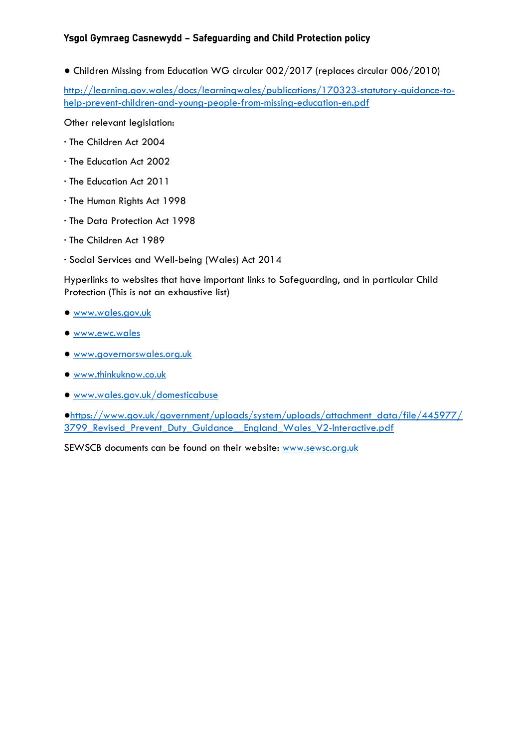- Children Missing from Education WG circular 002/2017 (replaces circular 006/2010)

http://learning.gov.wales/docs/learningwales/publications/170323-statutory-guidance-to-help-prevent-children-and-young-people-from-missing-education-en.pdf

Other relevant legislation:

- The Children Act 2004
- The Education Act 2002
- The Education Act 2011
- The Human Rights Act 1998
- The Data Protection Act 1998
- The Children Act 1989
- Social Services and Well-being (Wales) Act 2014

Hyperlinks to websites that have important links to Safeguarding, and in particular Child Protection (This is not an exhaustive list)

- www.wales.gov.uk
- www.ewc.wales
- www.governorswales.org.uk
- www.thinkuknow.co.uk
- www.wales.gov.uk/domesticabuse
- https://www.gov.uk/government/uploads/system/uploads/attachment_data/file/445977/3799_Revised_Prevent_Duty_Guidance__England_Wales_V2-Interactive.pdf

SEWSCB documents can be found on their website: www.sewsc.org.uk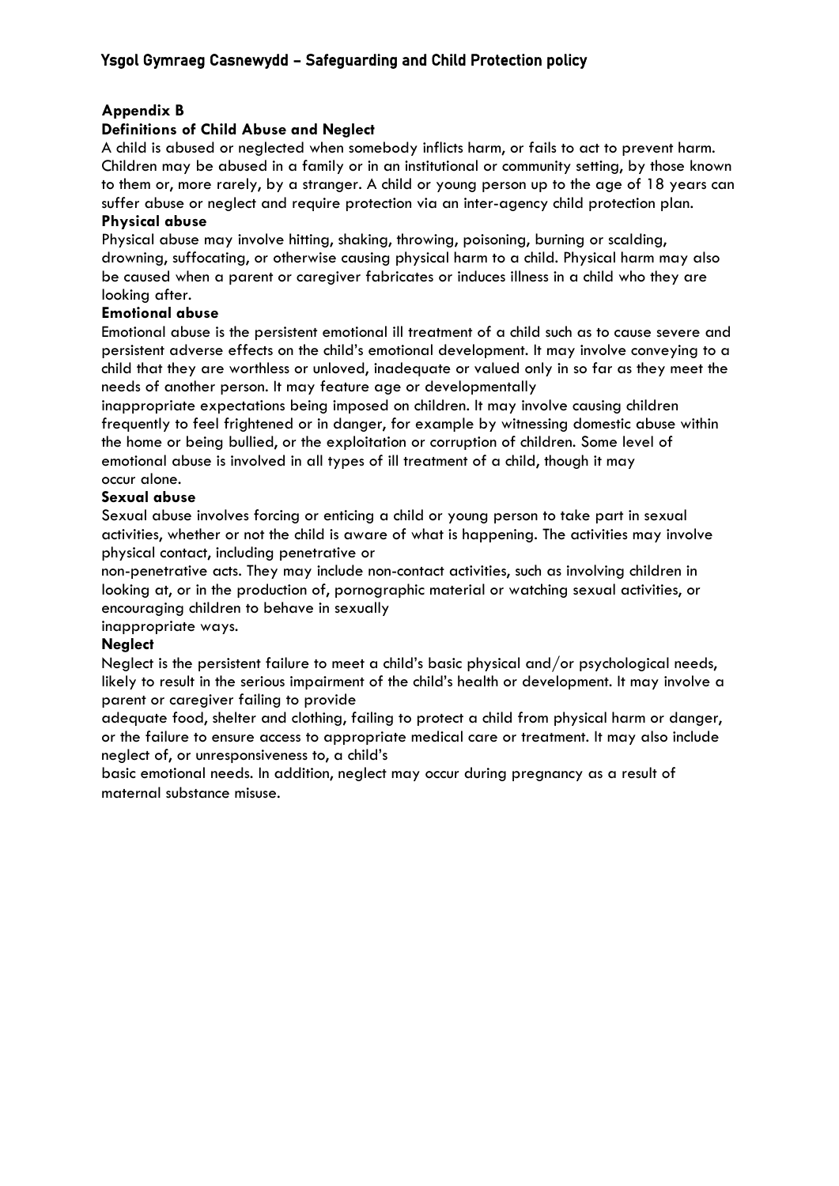## Appendix B

### Definitions of Child Abuse and Neglect

A child is abused or neglected when somebody inflicts harm, or fails to act to prevent harm. Children may be abused in a family or in an institutional or community setting, by those known to them or, more rarely, by a stranger. A child or young person up to the age of 18 years can suffer abuse or neglect and require protection via an inter-agency child protection plan.

### Physical abuse

Physical abuse may involve hitting, shaking, throwing, poisoning, burning or scalding, drowning, suffocating, or otherwise causing physical harm to a child. Physical harm may also be caused when a parent or caregiver fabricates or induces illness in a child who they are looking after.

### Emotional abuse

Emotional abuse is the persistent emotional ill treatment of a child such as to cause severe and persistent adverse effects on the child's emotional development. It may involve conveying to a child that they are worthless or unloved, inadequate or valued only in so far as they meet the needs of another person. It may feature age or developmentally inappropriate expectations being imposed on children. It may involve causing children frequently to feel frightened or in danger, for example by witnessing domestic abuse within the home or being bullied, or the exploitation or corruption of children. Some level of emotional abuse is involved in all types of ill treatment of a child, though it may occur alone.

### Sexual abuse

Sexual abuse involves forcing or enticing a child or young person to take part in sexual activities, whether or not the child is aware of what is happening. The activities may involve physical contact, including penetrative or non-penetrative acts. They may include non-contact activities, such as involving children in looking at, or in the production of, pornographic material or watching sexual activities, or encouraging children to behave in sexually inappropriate ways.

### Neglect

Neglect is the persistent failure to meet a child's basic physical and/or psychological needs, likely to result in the serious impairment of the child's health or development. It may involve a parent or caregiver failing to provide adequate food, shelter and clothing, failing to protect a child from physical harm or danger, or the failure to ensure access to appropriate medical care or treatment. It may also include neglect of, or unresponsiveness to, a child's basic emotional needs. In addition, neglect may occur during pregnancy as a result of maternal substance misuse.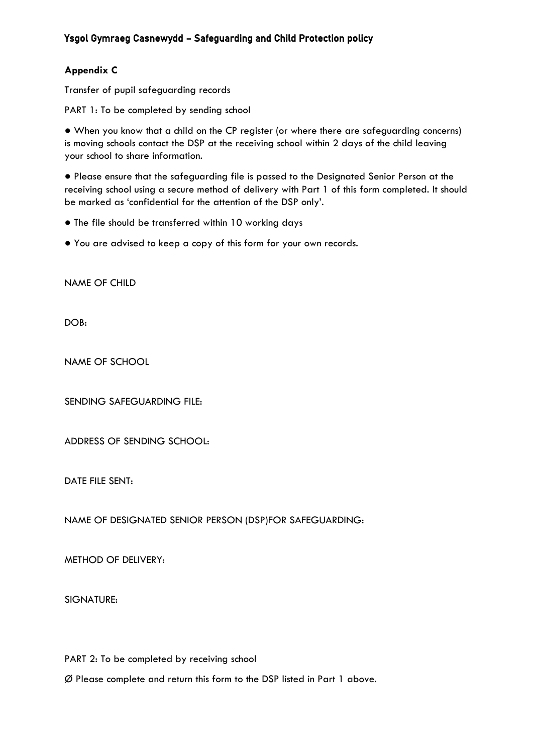**Appendix C**

Transfer of pupil safeguarding records

PART 1: To be completed by sending school

- When you know that a child on the CP register (or where there are safeguarding concerns) is moving schools contact the DSP at the receiving school within 2 days of the child leaving your school to share information.
- Please ensure that the safeguarding file is passed to the Designated Senior Person at the receiving school using a secure method of delivery with Part 1 of this form completed. It should be marked as 'confidential for the attention of the DSP only'.
- The file should be transferred within 10 working days
- You are advised to keep a copy of this form for your own records.

NAME OF CHILD

DOB:

NAME OF SCHOOL

SENDING SAFEGUARDING FILE:

ADDRESS OF SENDING SCHOOL:

DATE FILE SENT:

NAME OF DESIGNATED SENIOR PERSON (DSP)FOR SAFEGUARDING:

METHOD OF DELIVERY:

SIGNATURE:

PART 2: To be completed by receiving school

Ø Please complete and return this form to the DSP listed in Part 1 above.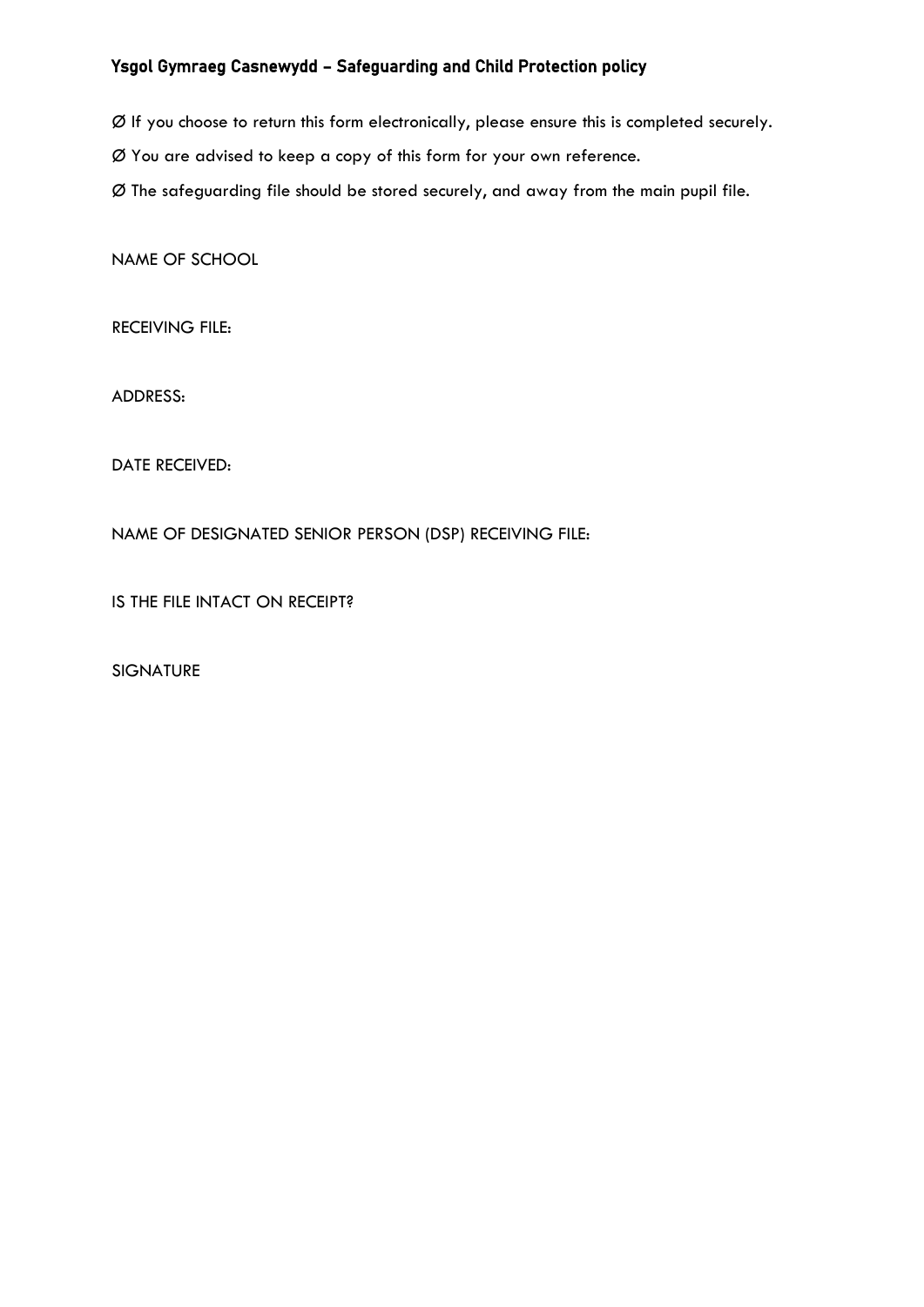Ø If you choose to return this form electronically, please ensure this is completed securely.

Ø You are advised to keep a copy of this form for your own reference.

Ø The safeguarding file should be stored securely, and away from the main pupil file.

NAME OF SCHOOL

RECEIVING FILE:

ADDRESS:

DATE RECEIVED:

NAME OF DESIGNATED SENIOR PERSON (DSP) RECEIVING FILE:

IS THE FILE INTACT ON RECEIPT?

SIGNATURE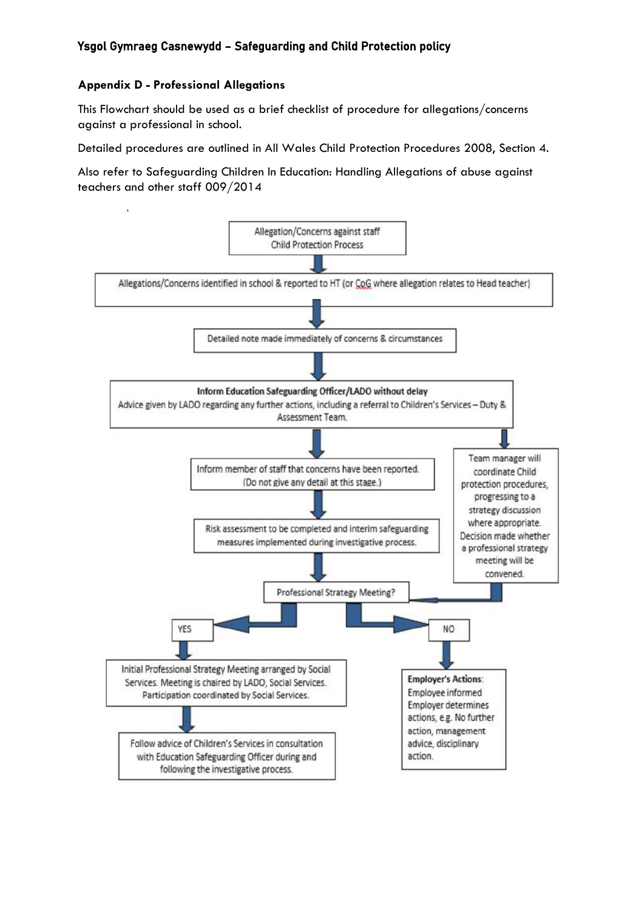## Appendix D - Professional Allegations

This Flowchart should be used as a brief checklist of procedure for allegations/concerns against a professional in school.

Detailed procedures are outlined in All Wales Child Protection Procedures 2008, Section 4.

Also refer to Safeguarding Children In Education: Handling Allegations of abuse against teachers and other staff 009/2014

Allegation/Concerns against staff Child Protection Process

↓

Allegations/Concerns identified in school & reported to HT (or CoG where allegation relates to Head teacher)

↓

Detailed note made immediately of concerns & circumstances

↓

**Inform Education Safeguarding Officer/LADO without delay**
Advice given by LADO regarding any further actions, including a referral to Children's Services – Duty & Assessment Team.

↓

Inform member of staff that concerns have been reported. (Do not give any detail at this stage.)

↓

Risk assessment to be completed and interim safeguarding measures implemented during investigative process.

↓

Team manager will coordinate Child protection procedures, progressing to a strategy discussion where appropriate. Decision made whether a professional strategy meeting will be convened.

↓

Professional Strategy Meeting?

**YES**

↓

Initial Professional Strategy Meeting arranged by Social Services. Meeting is chaired by LADO, Social Services. Participation coordinated by Social Services.

↓

Follow advice of Children's Services in consultation with Education Safeguarding Officer during and following the investigative process.

**NO**

↓

**Employer's Actions**:
Employee informed
Employer determines actions, e.g. No further action, management advice, disciplinary action.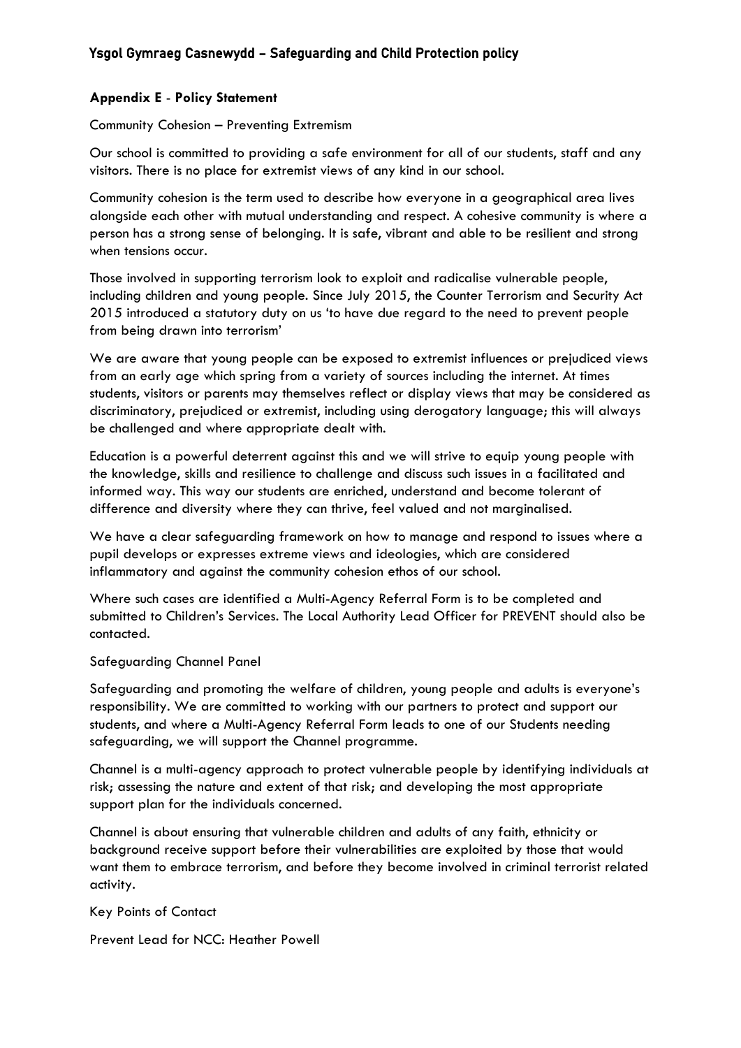**Appendix E** - **Policy Statement**

Community Cohesion – Preventing Extremism

Our school is committed to providing a safe environment for all of our students, staff and any visitors. There is no place for extremist views of any kind in our school.

Community cohesion is the term used to describe how everyone in a geographical area lives alongside each other with mutual understanding and respect. A cohesive community is where a person has a strong sense of belonging. It is safe, vibrant and able to be resilient and strong when tensions occur.

Those involved in supporting terrorism look to exploit and radicalise vulnerable people, including children and young people. Since July 2015, the Counter Terrorism and Security Act 2015 introduced a statutory duty on us 'to have due regard to the need to prevent people from being drawn into terrorism'

We are aware that young people can be exposed to extremist influences or prejudiced views from an early age which spring from a variety of sources including the internet. At times students, visitors or parents may themselves reflect or display views that may be considered as discriminatory, prejudiced or extremist, including using derogatory language; this will always be challenged and where appropriate dealt with.

Education is a powerful deterrent against this and we will strive to equip young people with the knowledge, skills and resilience to challenge and discuss such issues in a facilitated and informed way. This way our students are enriched, understand and become tolerant of difference and diversity where they can thrive, feel valued and not marginalised.

We have a clear safeguarding framework on how to manage and respond to issues where a pupil develops or expresses extreme views and ideologies, which are considered inflammatory and against the community cohesion ethos of our school.

Where such cases are identified a Multi-Agency Referral Form is to be completed and submitted to Children's Services. The Local Authority Lead Officer for PREVENT should also be contacted.

Safeguarding Channel Panel

Safeguarding and promoting the welfare of children, young people and adults is everyone's responsibility. We are committed to working with our partners to protect and support our students, and where a Multi-Agency Referral Form leads to one of our Students needing safeguarding, we will support the Channel programme.

Channel is a multi-agency approach to protect vulnerable people by identifying individuals at risk; assessing the nature and extent of that risk; and developing the most appropriate support plan for the individuals concerned.

Channel is about ensuring that vulnerable children and adults of any faith, ethnicity or background receive support before their vulnerabilities are exploited by those that would want them to embrace terrorism, and before they become involved in criminal terrorist related activity.

Key Points of Contact

Prevent Lead for NCC: Heather Powell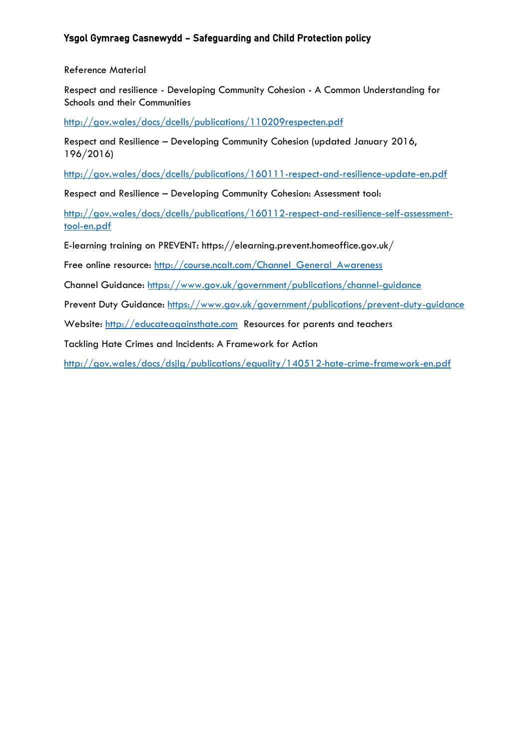Reference Material

Respect and resilience - Developing Community Cohesion - A Common Understanding for Schools and their Communities

http://gov.wales/docs/dcells/publications/110209respecten.pdf

Respect and Resilience – Developing Community Cohesion (updated January 2016, 196/2016)

http://gov.wales/docs/dcells/publications/160111-respect-and-resilience-update-en.pdf

Respect and Resilience – Developing Community Cohesion: Assessment tool:

http://gov.wales/docs/dcells/publications/160112-respect-and-resilience-self-assessment-tool-en.pdf

E-learning training on PREVENT: https://elearning.prevent.homeoffice.gov.uk/

Free online resource: http://course.ncalt.com/Channel_General_Awareness

Channel Guidance: https://www.gov.uk/government/publications/channel-guidance

Prevent Duty Guidance: https://www.gov.uk/government/publications/prevent-duty-guidance

Website: http://educateagainsthate.com Resources for parents and teachers

Tackling Hate Crimes and Incidents: A Framework for Action

http://gov.wales/docs/dsjlg/publications/equality/140512-hate-crime-framework-en.pdf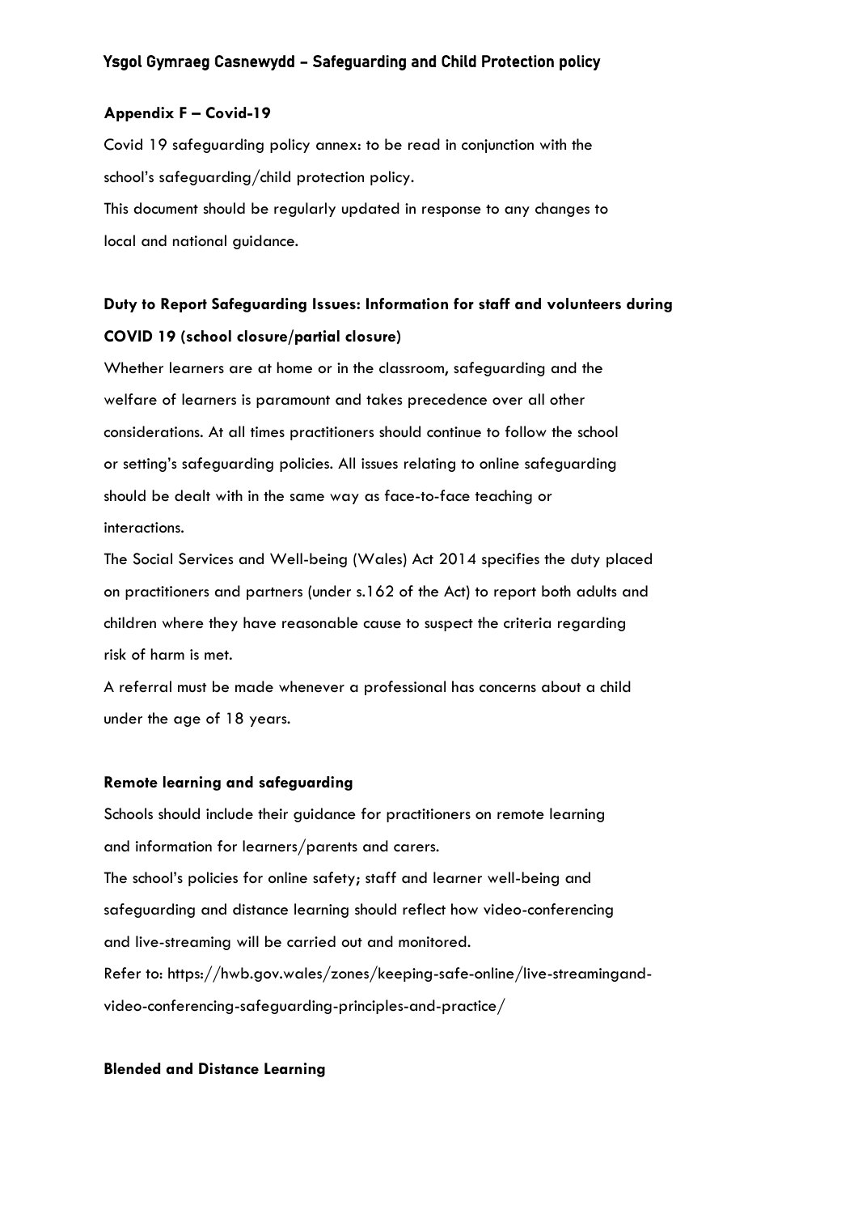## Appendix F – Covid-19

Covid 19 safeguarding policy annex: to be read in conjunction with the school's safeguarding/child protection policy.
This document should be regularly updated in response to any changes to local and national guidance.

### Duty to Report Safeguarding Issues: Information for staff and volunteers during COVID 19 (school closure/partial closure)

Whether learners are at home or in the classroom, safeguarding and the welfare of learners is paramount and takes precedence over all other considerations. At all times practitioners should continue to follow the school or setting's safeguarding policies. All issues relating to online safeguarding should be dealt with in the same way as face-to-face teaching or interactions.

The Social Services and Well-being (Wales) Act 2014 specifies the duty placed on practitioners and partners (under s.162 of the Act) to report both adults and children where they have reasonable cause to suspect the criteria regarding risk of harm is met.

A referral must be made whenever a professional has concerns about a child under the age of 18 years.

### Remote learning and safeguarding

Schools should include their guidance for practitioners on remote learning and information for learners/parents and carers.

The school's policies for online safety; staff and learner well-being and safeguarding and distance learning should reflect how video-conferencing and live-streaming will be carried out and monitored.

Refer to: https://hwb.gov.wales/zones/keeping-safe-online/live-streamingand-video-conferencing-safeguarding-principles-and-practice/

### Blended and Distance Learning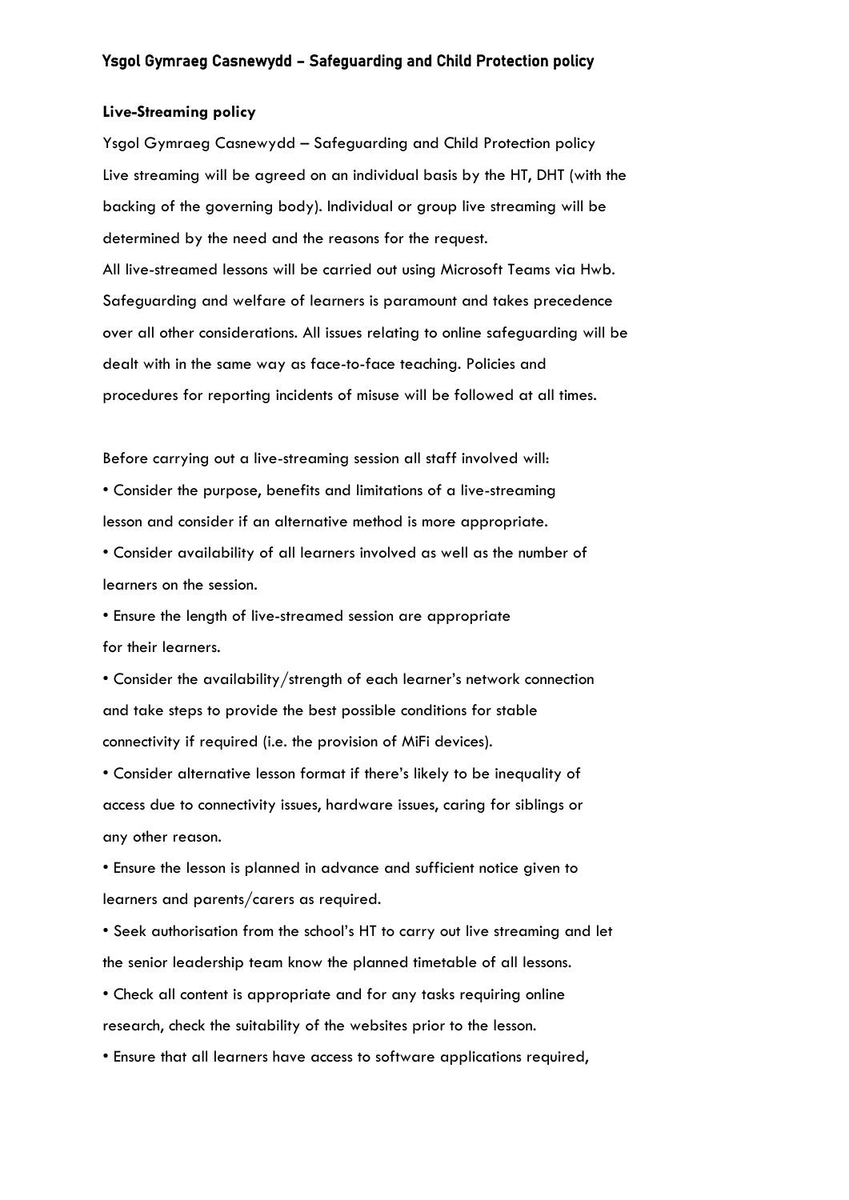**Live-Streaming policy**

Ysgol Gymraeg Casnewydd – Safeguarding and Child Protection policy
Live streaming will be agreed on an individual basis by the HT, DHT (with the backing of the governing body). Individual or group live streaming will be determined by the need and the reasons for the request.
All live-streamed lessons will be carried out using Microsoft Teams via Hwb. Safeguarding and welfare of learners is paramount and takes precedence over all other considerations. All issues relating to online safeguarding will be dealt with in the same way as face-to-face teaching. Policies and procedures for reporting incidents of misuse will be followed at all times.

Before carrying out a live-streaming session all staff involved will:

- Consider the purpose, benefits and limitations of a live-streaming lesson and consider if an alternative method is more appropriate.
- Consider availability of all learners involved as well as the number of learners on the session.
- Ensure the length of live-streamed session are appropriate for their learners.
- Consider the availability/strength of each learner's network connection and take steps to provide the best possible conditions for stable connectivity if required (i.e. the provision of MiFi devices).
- Consider alternative lesson format if there's likely to be inequality of access due to connectivity issues, hardware issues, caring for siblings or any other reason.
- Ensure the lesson is planned in advance and sufficient notice given to learners and parents/carers as required.
- Seek authorisation from the school's HT to carry out live streaming and let the senior leadership team know the planned timetable of all lessons.
- Check all content is appropriate and for any tasks requiring online research, check the suitability of the websites prior to the lesson.
- Ensure that all learners have access to software applications required,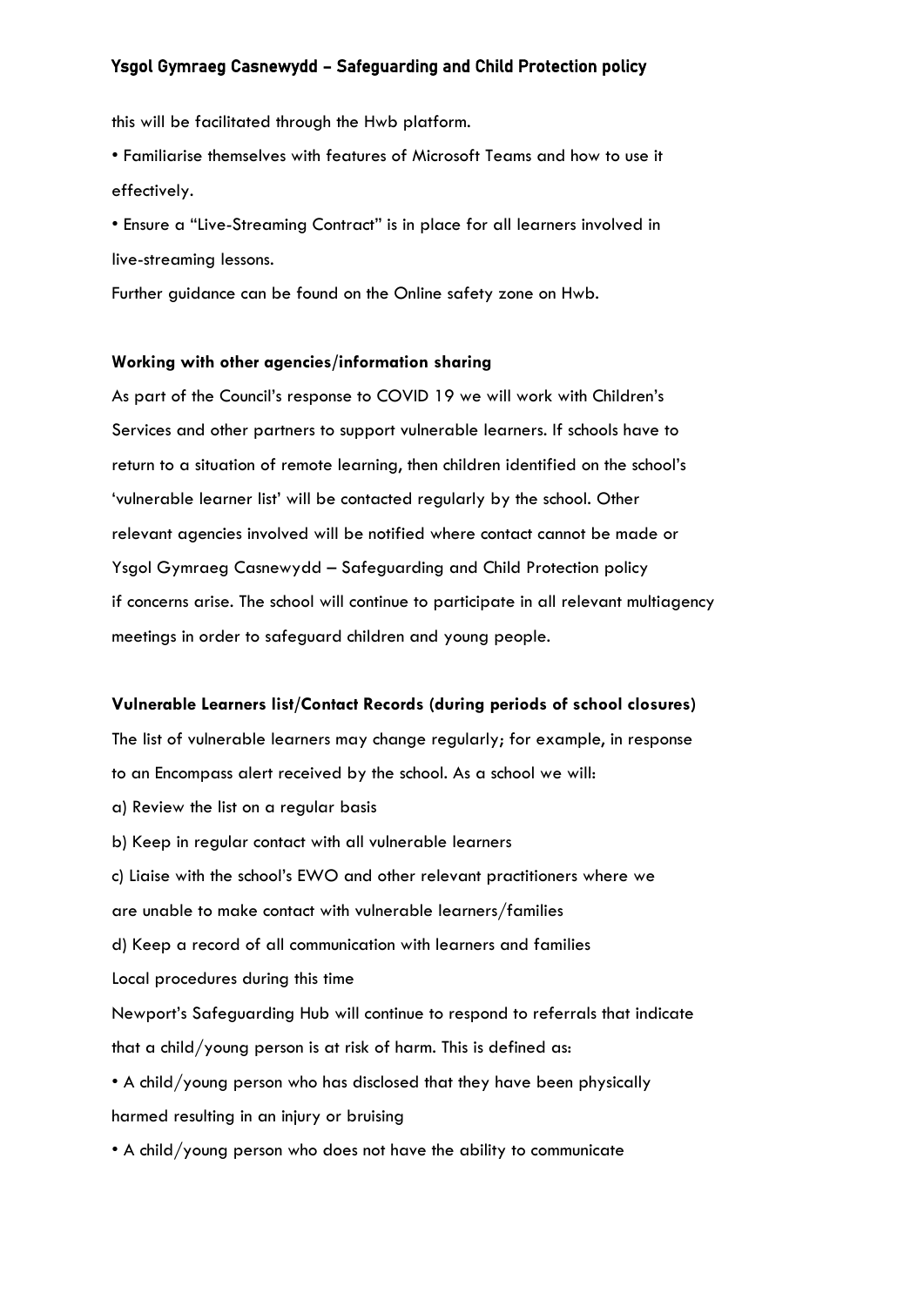this will be facilitated through the Hwb platform.

• Familiarise themselves with features of Microsoft Teams and how to use it effectively.

• Ensure a "Live-Streaming Contract" is in place for all learners involved in live-streaming lessons.

Further guidance can be found on the Online safety zone on Hwb.

**Working with other agencies/information sharing**

As part of the Council's response to COVID 19 we will work with Children's Services and other partners to support vulnerable learners. If schools have to return to a situation of remote learning, then children identified on the school's 'vulnerable learner list' will be contacted regularly by the school. Other relevant agencies involved will be notified where contact cannot be made or Ysgol Gymraeg Casnewydd – Safeguarding and Child Protection policy if concerns arise. The school will continue to participate in all relevant multiagency meetings in order to safeguard children and young people.

**Vulnerable Learners list/Contact Records (during periods of school closures)**

The list of vulnerable learners may change regularly; for example, in response to an Encompass alert received by the school. As a school we will:

a) Review the list on a regular basis

b) Keep in regular contact with all vulnerable learners

c) Liaise with the school's EWO and other relevant practitioners where we are unable to make contact with vulnerable learners/families

d) Keep a record of all communication with learners and families

Local procedures during this time

Newport's Safeguarding Hub will continue to respond to referrals that indicate that a child/young person is at risk of harm. This is defined as:

• A child/young person who has disclosed that they have been physically harmed resulting in an injury or bruising

• A child/young person who does not have the ability to communicate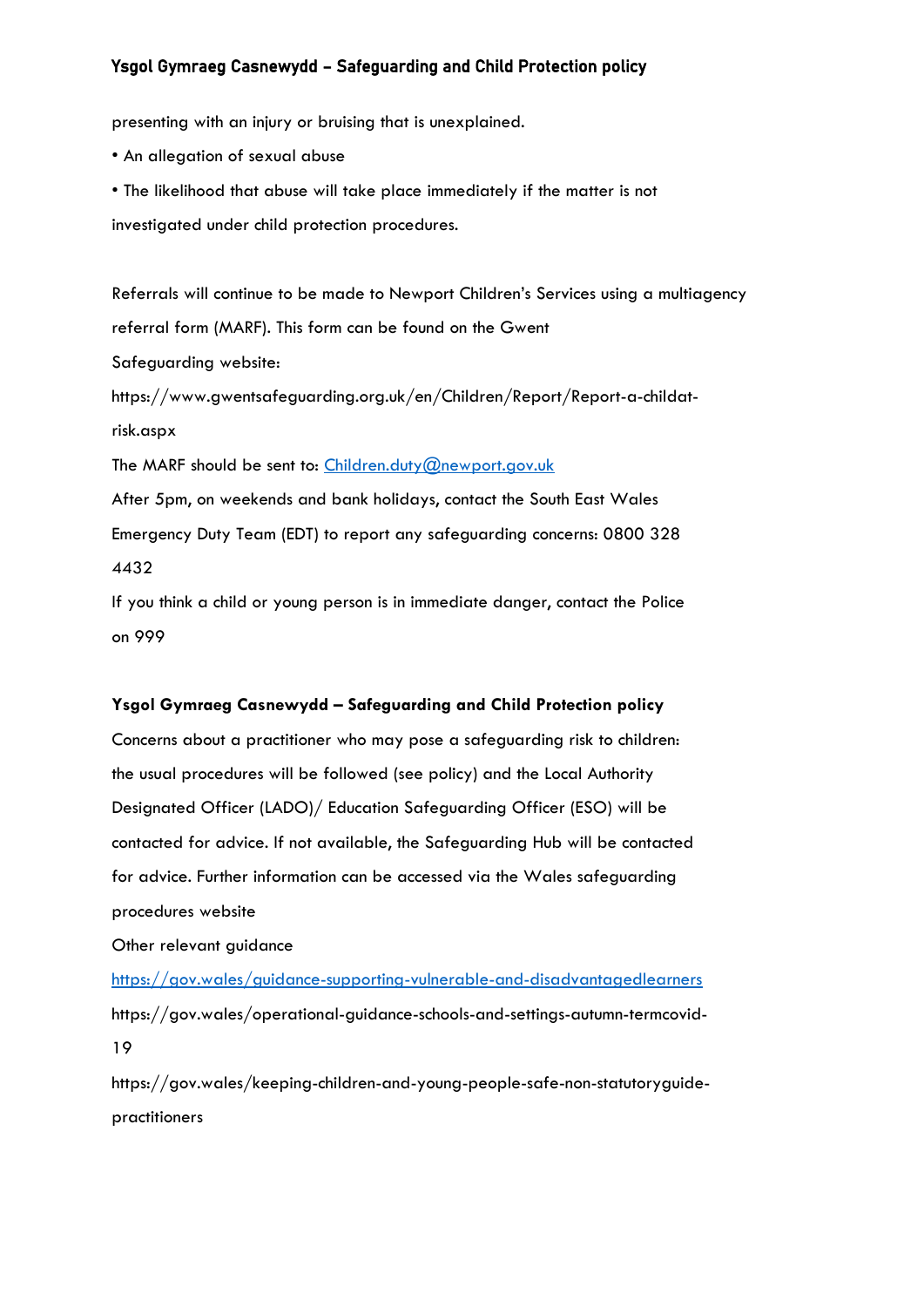presenting with an injury or bruising that is unexplained.

- An allegation of sexual abuse
- The likelihood that abuse will take place immediately if the matter is not investigated under child protection procedures.

Referrals will continue to be made to Newport Children's Services using a multiagency referral form (MARF). This form can be found on the Gwent Safeguarding website:

https://www.gwentsafeguarding.org.uk/en/Children/Report/Report-a-childat-risk.aspx

The MARF should be sent to: Children.duty@newport.gov.uk

After 5pm, on weekends and bank holidays, contact the South East Wales Emergency Duty Team (EDT) to report any safeguarding concerns: 0800 328 4432

If you think a child or young person is in immediate danger, contact the Police on 999

**Ysgol Gymraeg Casnewydd – Safeguarding and Child Protection policy**

Concerns about a practitioner who may pose a safeguarding risk to children: the usual procedures will be followed (see policy) and the Local Authority Designated Officer (LADO)/ Education Safeguarding Officer (ESO) will be contacted for advice. If not available, the Safeguarding Hub will be contacted for advice. Further information can be accessed via the Wales safeguarding procedures website

Other relevant guidance

https://gov.wales/guidance-supporting-vulnerable-and-disadvantagedlearners

https://gov.wales/operational-guidance-schools-and-settings-autumn-termcovid-19

https://gov.wales/keeping-children-and-young-people-safe-non-statutoryguide-practitioners